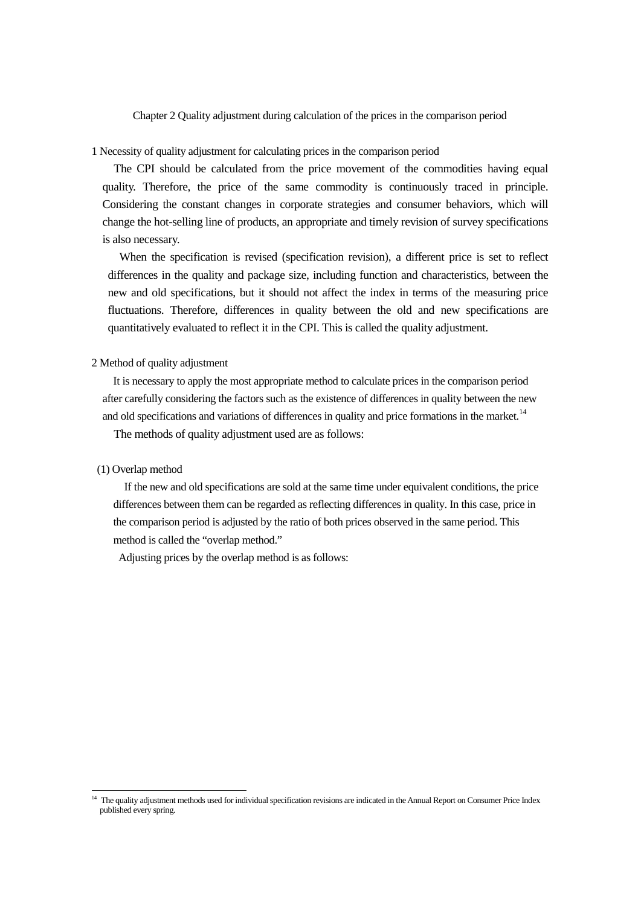# Chapter 2 Quality adjustment during calculation of the prices in the comparison period

## 1 Necessity of quality adjustment for calculating prices in the comparison period

The CPI should be calculated from the price movement of the commodities having equal quality. Therefore, the price of the same commodity is continuously traced in principle. Considering the constant changes in corporate strategies and consumer behaviors, which will change the hot-selling line of products, an appropriate and timely revision of survey specifications is also necessary.

When the specification is revised (specification revision), a different price is set to reflect differences in the quality and package size, including function and characteristics, between the new and old specifications, but it should not affect the index in terms of the measuring price fluctuations. Therefore, differences in quality between the old and new specifications are quantitatively evaluated to reflect it in the CPI. This is called the quality adjustment.

## 2 Method of quality adjustment

It is necessary to apply the most appropriate method to calculate prices in the comparison period after carefully considering the factors such as the existence of differences in quality between the new and old specifications and variations of differences in quality and price formations in the market.[14]

The methods of quality adjustment used are as follows:

### (1) Overlap method

If the new and old specifications are sold at the same time under equivalent conditions, the price differences between them can be regarded as reflecting differences in quality. In this case, price in the comparison period is adjusted by the ratio of both prices observed in the same period. This method is called the "overlap method."

Adjusting prices by the overlap method is as follows:

---

[14] The quality adjustment methods used for individual specification revisions are indicated in the Annual Report on Consumer Price Index published every spring.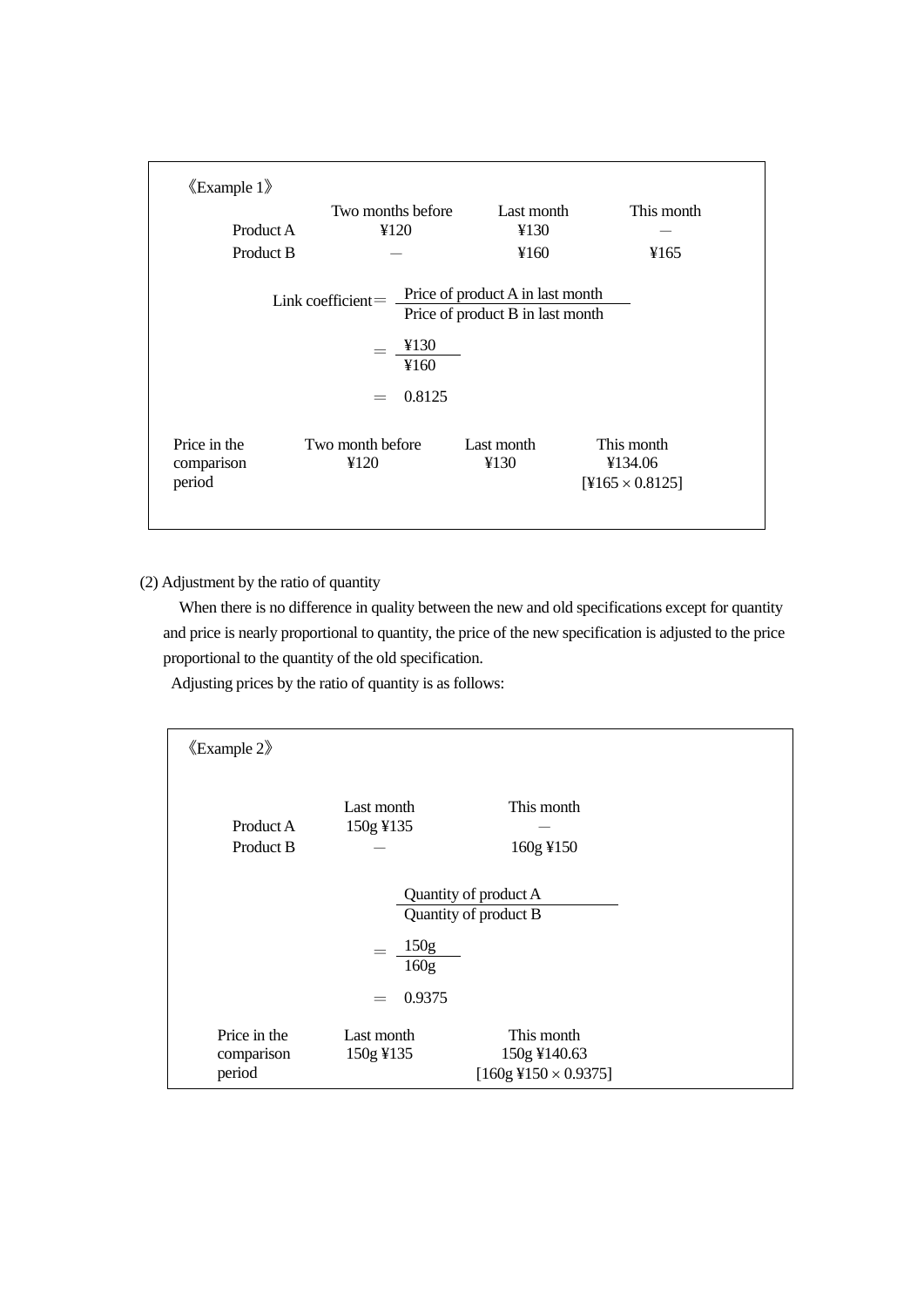《Example 1》

| | Two months before | Last month | This month |
|---|---|---|---|
| Product A | ¥120 | ¥130 | — |
| Product B | — | ¥160 | ¥165 |

$$\text{Link coefficient} = \frac{\text{Price of product A in last month}}{\text{Price of product B in last month}}$$

$$= \frac{¥130}{¥160}$$

$$= 0.8125$$

| Price in the comparison period | Two month before | Last month | This month |
|---|---|---|---|
| | ¥120 | ¥130 | ¥134.06 [¥165 × 0.8125] |

(2) Adjustment by the ratio of quantity

When there is no difference in quality between the new and old specifications except for quantity and price is nearly proportional to quantity, the price of the new specification is adjusted to the price proportional to the quantity of the old specification.

Adjusting prices by the ratio of quantity is as follows:

《Example 2》

| | Last month | This month |
|---|---|---|
| Product A | 150g ¥135 | — |
| Product B | — | 160g ¥150 |

$$\frac{\text{Quantity of product A}}{\text{Quantity of product B}}$$

$$= \frac{150\text{g}}{160\text{g}}$$

$$= 0.9375$$

| Price in the comparison period | Last month | This month |
|---|---|---|
| | 150g ¥135 | 150g ¥140.63 [160g ¥150 × 0.9375] |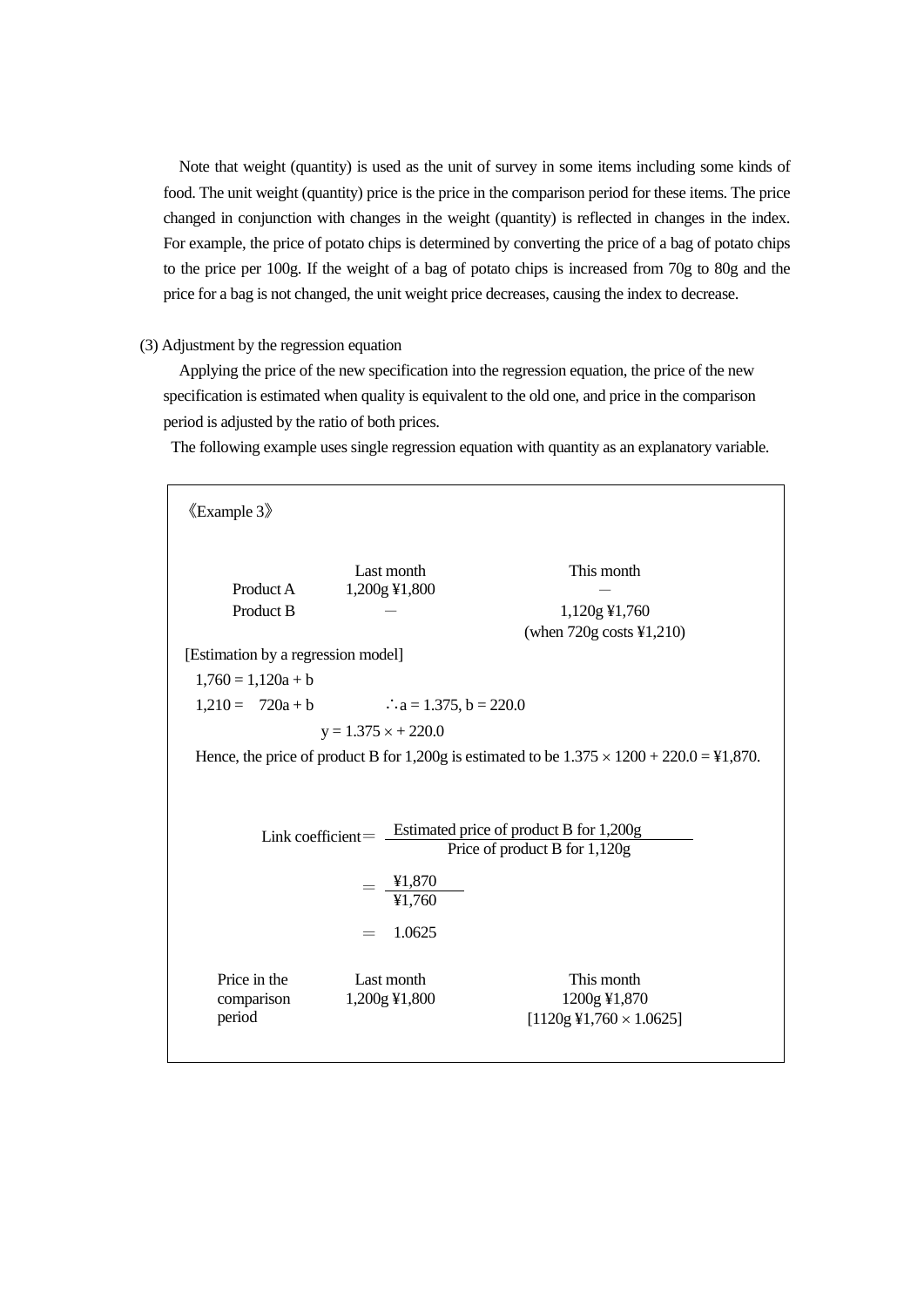Note that weight (quantity) is used as the unit of survey in some items including some kinds of food. The unit weight (quantity) price is the price in the comparison period for these items. The price changed in conjunction with changes in the weight (quantity) is reflected in changes in the index. For example, the price of potato chips is determined by converting the price of a bag of potato chips to the price per 100g. If the weight of a bag of potato chips is increased from 70g to 80g and the price for a bag is not changed, the unit weight price decreases, causing the index to decrease.

(3) Adjustment by the regression equation

Applying the price of the new specification into the regression equation, the price of the new specification is estimated when quality is equivalent to the old one, and price in the comparison period is adjusted by the ratio of both prices.

The following example uses single regression equation with quantity as an explanatory variable.

《Example 3》

| | Last month | This month |
|---|---|---|
| Product A | 1,200g ¥1,800 | — |
| Product B | — | 1,120g ¥1,760<br>(when 720g costs ¥1,210) |

[Estimation by a regression model]

$1{,}760 = 1{,}120a + b$

$1{,}210 = 720a + b \qquad \therefore a = 1.375,\ b = 220.0$

$y = 1.375 \times + 220.0$

Hence, the price of product B for 1,200g is estimated to be $1.375 \times 1200 + 220.0 =$ ¥1,870.

$$\text{Link coefficient} = \frac{\text{Estimated price of product B for 1,200g}}{\text{Price of product B for 1,120g}}$$

$$= \frac{¥1{,}870}{¥1{,}760}$$

$$= 1.0625$$

| | Last month | This month |
|---|---|---|
| Price in the comparison period | 1,200g ¥1,800 | 1200g ¥1,870<br>[1120g ¥1,760 × 1.0625] |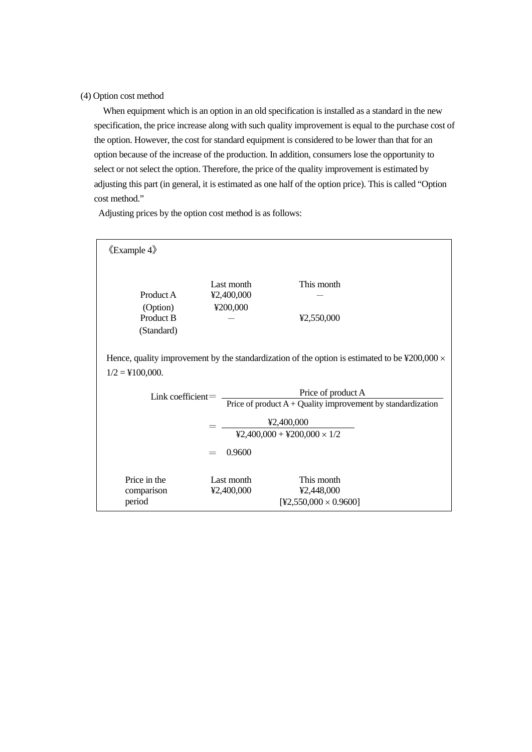### (4) Option cost method

When equipment which is an option in an old specification is installed as a standard in the new specification, the price increase along with such quality improvement is equal to the purchase cost of the option. However, the cost for standard equipment is considered to be lower than that for an option because of the increase of the production. In addition, consumers lose the opportunity to select or not select the option. Therefore, the price of the quality improvement is estimated by adjusting this part (in general, it is estimated as one half of the option price). This is called "Option cost method."

Adjusting prices by the option cost method is as follows:

《Example 4》

| | Last month | This month |
|---|---|---|
| Product A | ¥2,400,000 | — |
| (Option) | ¥200,000 | |
| Product B (Standard) | — | ¥2,550,000 |

Hence, quality improvement by the standardization of the option is estimated to be ¥200,000 × 1/2 = ¥100,000.

$$\text{Link coefficient} = \frac{\text{Price of product A}}{\text{Price of product A} + \text{Quality improvement by standardization}}$$

$$= \frac{¥2{,}400{,}000}{¥2{,}400{,}000 + ¥200{,}000 \times 1/2}$$

$$= 0.9600$$

| | Last month | This month |
|---|---|---|
| Price in the comparison period | ¥2,400,000 | ¥2,448,000 [¥2,550,000 × 0.9600] |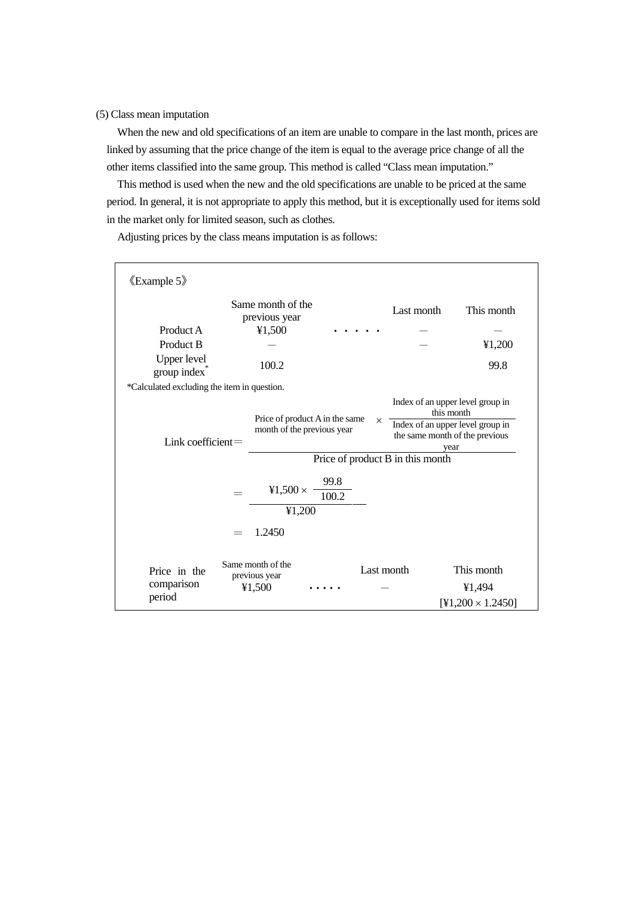(5) Class mean imputation

When the new and old specifications of an item are unable to compare in the last month, prices are linked by assuming that the price change of the item is equal to the average price change of all the other items classified into the same group. This method is called “Class mean imputation.”

This method is used when the new and the old specifications are unable to be priced at the same period. In general, it is not appropriate to apply this method, but it is exceptionally used for items sold in the market only for limited season, such as clothes.

Adjusting prices by the class means imputation is as follows:

《Example 5》

| | Same month of the previous year | | Last month | This month |
|---|---|---|---|---|
| Product A | ¥1,500 | ・・・・・ | — | — |
| Product B | — | | — | ¥1,200 |
| Upper level group index* | 100.2 | | | 99.8 |

*Calculated excluding the item in question.

$$\text{Link coefficient} = \frac{\text{Price of product A in the same month of the previous year} \times \dfrac{\text{Index of an upper level group in this month}}{\text{Index of an upper level group in the same month of the previous year}}}{\text{Price of product B in this month}}$$

$$= \frac{¥1{,}500 \times \dfrac{99.8}{100.2}}{¥1{,}200}$$

$$= 1.2450$$

| Price in the comparison period | Same month of the previous year | | Last month | This month |
|---|---|---|---|---|
| | ¥1,500 | ・・・・・ | — | ¥1,494 |
| | | | | [¥1,200 × 1.2450] |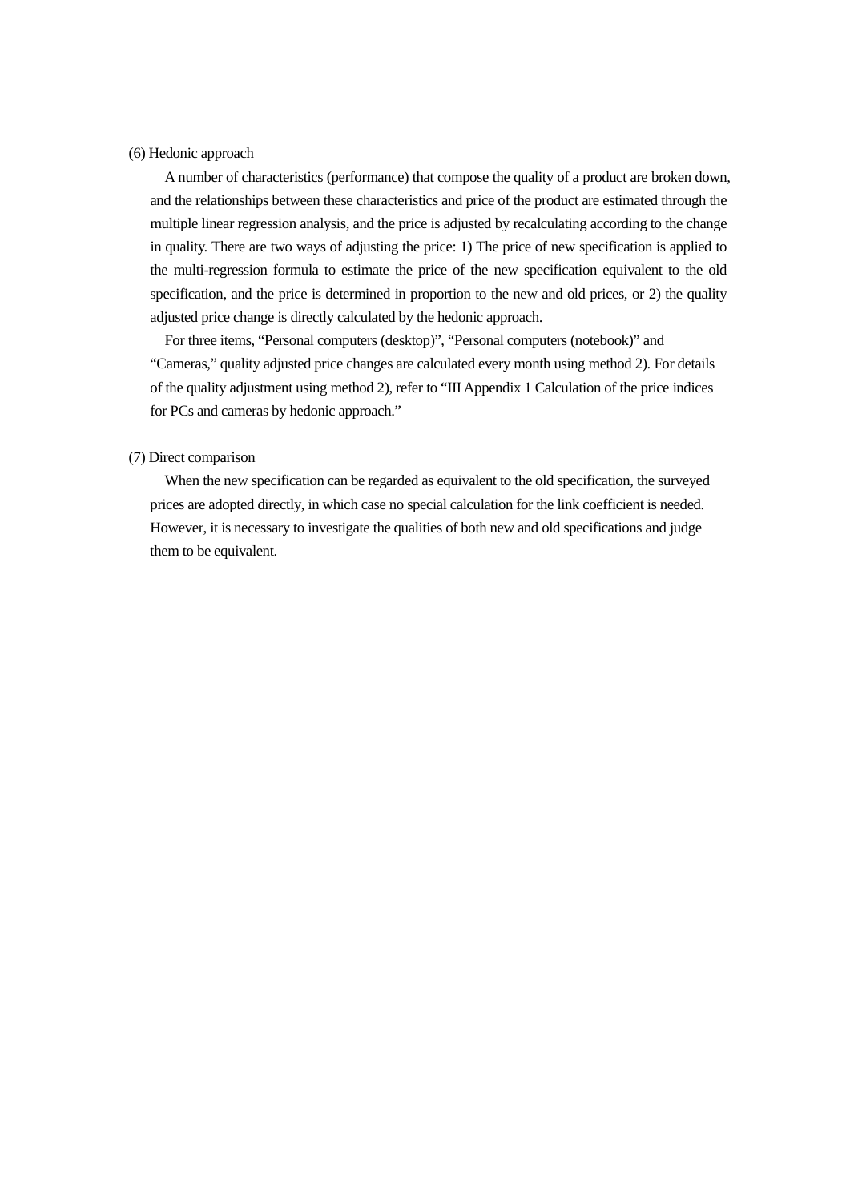(6) Hedonic approach

A number of characteristics (performance) that compose the quality of a product are broken down, and the relationships between these characteristics and price of the product are estimated through the multiple linear regression analysis, and the price is adjusted by recalculating according to the change in quality. There are two ways of adjusting the price: 1) The price of new specification is applied to the multi-regression formula to estimate the price of the new specification equivalent to the old specification, and the price is determined in proportion to the new and old prices, or 2) the quality adjusted price change is directly calculated by the hedonic approach.

For three items, “Personal computers (desktop)”, “Personal computers (notebook)” and “Cameras,” quality adjusted price changes are calculated every month using method 2). For details of the quality adjustment using method 2), refer to “III Appendix 1 Calculation of the price indices for PCs and cameras by hedonic approach.”

(7) Direct comparison

When the new specification can be regarded as equivalent to the old specification, the surveyed prices are adopted directly, in which case no special calculation for the link coefficient is needed. However, it is necessary to investigate the qualities of both new and old specifications and judge them to be equivalent.